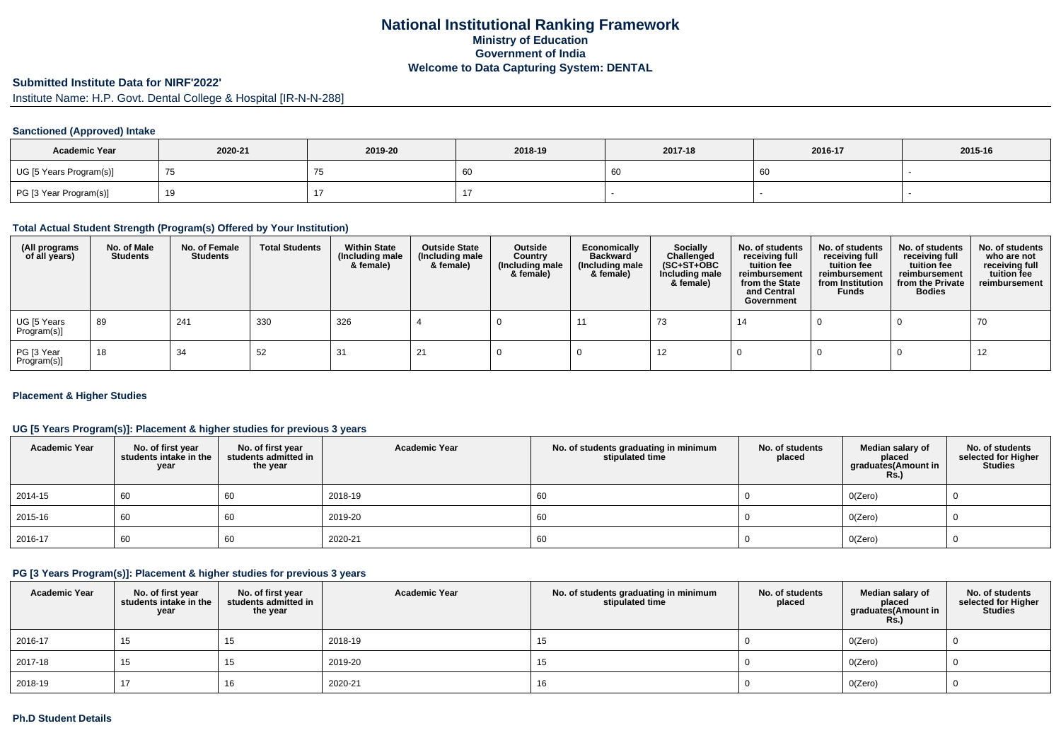# National Institutional Ranking Framework
## Ministry of Education
## Government of India
## Welcome to Data Capturing System: DENTAL

### Submitted Institute Data for NIRF'2022'

Institute Name: H.P. Govt. Dental College & Hospital [IR-N-N-288]

#### Sanctioned (Approved) Intake

| Academic Year | 2020-21 | 2019-20 | 2018-19 | 2017-18 | 2016-17 | 2015-16 |
|---|---|---|---|---|---|---|
| UG [5 Years Program(s)] | 75 | 75 | 60 | 60 | 60 | - |
| PG [3 Year Program(s)] | 19 | 17 | 17 | - | - | - |

#### Total Actual Student Strength (Program(s) Offered by Your Institution)

| (All programs of all years) | No. of Male Students | No. of Female Students | Total Students | Within State (Including male & female) | Outside State (Including male & female) | Outside Country (Including male & female) | Economically Backward (Including male & female) | Socially Challenged (SC+ST+OBC Including male & female) | No. of students receiving full tuition fee reimbursement from the State and Central Government | No. of students receiving full tuition fee reimbursement from Institution Funds | No. of students receiving full tuition fee reimbursement from the Private Bodies | No. of students who are not receiving full tuition fee reimbursement |
|---|---|---|---|---|---|---|---|---|---|---|---|---|
| UG [5 Years Program(s)] | 89 | 241 | 330 | 326 | 4 | 0 | 11 | 73 | 14 | 0 | 0 | 70 |
| PG [3 Year Program(s)] | 18 | 34 | 52 | 31 | 21 | 0 | 0 | 12 | 0 | 0 | 0 | 12 |

#### Placement & Higher Studies

#### UG [5 Years Program(s)]: Placement & higher studies for previous 3 years

| Academic Year | No. of first year students intake in the year | No. of first year students admitted in the year | Academic Year | No. of students graduating in minimum stipulated time | No. of students placed | Median salary of placed graduates(Amount in Rs.) | No. of students selected for Higher Studies |
|---|---|---|---|---|---|---|---|
| 2014-15 | 60 | 60 | 2018-19 | 60 | 0 | 0(Zero) | 0 |
| 2015-16 | 60 | 60 | 2019-20 | 60 | 0 | 0(Zero) | 0 |
| 2016-17 | 60 | 60 | 2020-21 | 60 | 0 | 0(Zero) | 0 |

#### PG [3 Years Program(s)]: Placement & higher studies for previous 3 years

| Academic Year | No. of first year students intake in the year | No. of first year students admitted in the year | Academic Year | No. of students graduating in minimum stipulated time | No. of students placed | Median salary of placed graduates(Amount in Rs.) | No. of students selected for Higher Studies |
|---|---|---|---|---|---|---|---|
| 2016-17 | 15 | 15 | 2018-19 | 15 | 0 | 0(Zero) | 0 |
| 2017-18 | 15 | 15 | 2019-20 | 15 | 0 | 0(Zero) | 0 |
| 2018-19 | 17 | 16 | 2020-21 | 16 | 0 | 0(Zero) | 0 |

#### Ph.D Student Details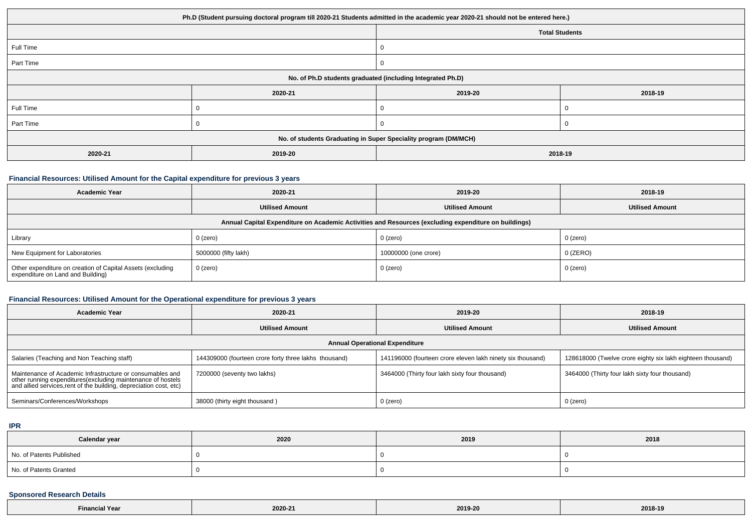| Ph.D (Student pursuing doctoral program till 2020-21 Students admitted in the academic year 2020-21 should not be entered here.) | | | |
|---|---|---|---|
| | | Total Students | |
| Full Time | | 0 | |
| Part Time | | 0 | |
| No. of Ph.D students graduated (including Integrated Ph.D) | | | |
| | 2020-21 | 2019-20 | 2018-19 |
| Full Time | 0 | 0 | 0 |
| Part Time | 0 | 0 | 0 |
| No. of students Graduating in Super Speciality program (DM/MCH) | | | |
| 2020-21 | 2019-20 | 2018-19 | |

### Financial Resources: Utilised Amount for the Capital expenditure for previous 3 years

| Academic Year | 2020-21 | 2019-20 | 2018-19 |
|---|---|---|---|
| | Utilised Amount | Utilised Amount | Utilised Amount |
| Annual Capital Expenditure on Academic Activities and Resources (excluding expenditure on buildings) | | | |
| Library | 0 (zero) | 0 (zero) | 0 (zero) |
| New Equipment for Laboratories | 5000000 (fifty lakh) | 10000000 (one crore) | 0 (ZERO) |
| Other expenditure on creation of Capital Assets (excluding expenditure on Land and Building) | 0 (zero) | 0 (zero) | 0 (zero) |

### Financial Resources: Utilised Amount for the Operational expenditure for previous 3 years

| Academic Year | 2020-21 | 2019-20 | 2018-19 |
|---|---|---|---|
| | Utilised Amount | Utilised Amount | Utilised Amount |
| Annual Operational Expenditure | | | |
| Salaries (Teaching and Non Teaching staff) | 144309000 (fourteen crore forty three lakhs thousand) | 141196000 (fourteen crore eleven lakh ninety six thousand) | 128618000 (Twelve crore eighty six lakh eighteen thousand) |
| Maintenance of Academic Infrastructure or consumables and other running expenditures(excluding maintenance of hostels and allied services,rent of the building, depreciation cost, etc) | 7200000 (seventy two lakhs) | 3464000 (Thirty four lakh sixty four thousand) | 3464000 (Thirty four lakh sixty four thousand) |
| Seminars/Conferences/Workshops | 38000 (thirty eight thousand ) | 0 (zero) | 0 (zero) |

### IPR

| Calendar year | 2020 | 2019 | 2018 |
|---|---|---|---|
| No. of Patents Published | 0 | 0 | 0 |
| No. of Patents Granted | 0 | 0 | 0 |

### Sponsored Research Details

| Financial Year | 2020-21 | 2019-20 | 2018-19 |
|---|---|---|---|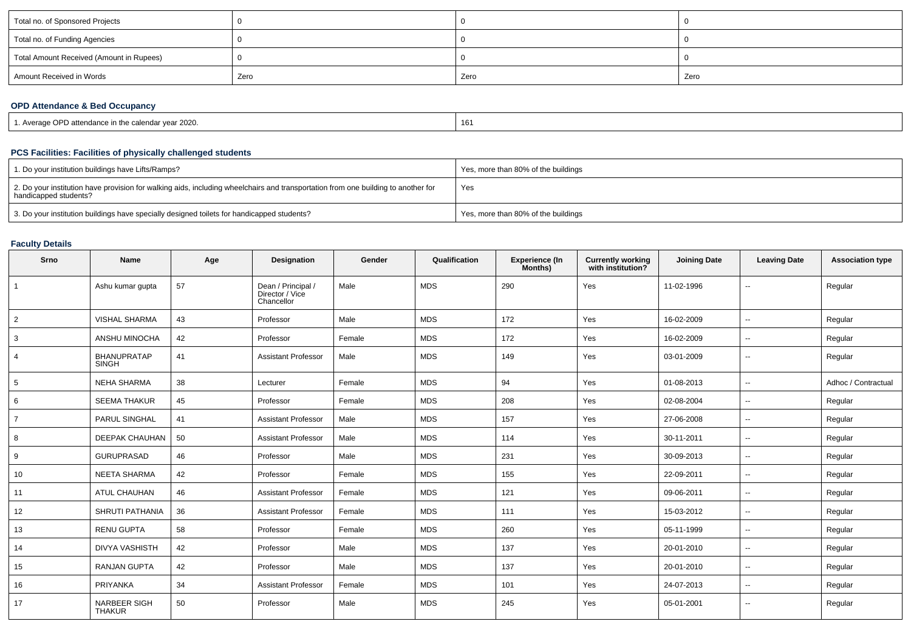| Total no. of Sponsored Projects | 0 | 0 | 0 |
|---|---|---|---|
| Total no. of Funding Agencies | 0 | 0 | 0 |
| Total Amount Received (Amount in Rupees) | 0 | 0 | 0 |
| Amount Received in Words | Zero | Zero | Zero |

### OPD Attendance & Bed Occupancy

| 1. Average OPD attendance in the calendar year 2020. | 161 |
|---|---|

### PCS Facilities: Facilities of physically challenged students

| 1. Do your institution buildings have Lifts/Ramps? | Yes, more than 80% of the buildings |
|---|---|
| 2. Do your institution have provision for walking aids, including wheelchairs and transportation from one building to another for handicapped students? | Yes |
| 3. Do your institution buildings have specially designed toilets for handicapped students? | Yes, more than 80% of the buildings |

### Faculty Details

| Srno | Name | Age | Designation | Gender | Qualification | Experience (In Months) | Currently working with institution? | Joining Date | Leaving Date | Association type |
|---|---|---|---|---|---|---|---|---|---|---|
| 1 | Ashu kumar gupta | 57 | Dean / Principal / Director / Vice Chancellor | Male | MDS | 290 | Yes | 11-02-1996 | -- | Regular |
| 2 | VISHAL SHARMA | 43 | Professor | Male | MDS | 172 | Yes | 16-02-2009 | -- | Regular |
| 3 | ANSHU MINOCHA | 42 | Professor | Female | MDS | 172 | Yes | 16-02-2009 | -- | Regular |
| 4 | BHANUPRATAP SINGH | 41 | Assistant Professor | Male | MDS | 149 | Yes | 03-01-2009 | -- | Regular |
| 5 | NEHA SHARMA | 38 | Lecturer | Female | MDS | 94 | Yes | 01-08-2013 | -- | Adhoc / Contractual |
| 6 | SEEMA THAKUR | 45 | Professor | Female | MDS | 208 | Yes | 02-08-2004 | -- | Regular |
| 7 | PARUL SINGHAL | 41 | Assistant Professor | Male | MDS | 157 | Yes | 27-06-2008 | -- | Regular |
| 8 | DEEPAK CHAUHAN | 50 | Assistant Professor | Male | MDS | 114 | Yes | 30-11-2011 | -- | Regular |
| 9 | GURUPRASAD | 46 | Professor | Male | MDS | 231 | Yes | 30-09-2013 | -- | Regular |
| 10 | NEETA SHARMA | 42 | Professor | Female | MDS | 155 | Yes | 22-09-2011 | -- | Regular |
| 11 | ATUL CHAUHAN | 46 | Assistant Professor | Female | MDS | 121 | Yes | 09-06-2011 | -- | Regular |
| 12 | SHRUTI PATHANIA | 36 | Assistant Professor | Female | MDS | 111 | Yes | 15-03-2012 | -- | Regular |
| 13 | RENU GUPTA | 58 | Professor | Female | MDS | 260 | Yes | 05-11-1999 | -- | Regular |
| 14 | DIVYA VASHISTH | 42 | Professor | Male | MDS | 137 | Yes | 20-01-2010 | -- | Regular |
| 15 | RANJAN GUPTA | 42 | Professor | Male | MDS | 137 | Yes | 20-01-2010 | -- | Regular |
| 16 | PRIYANKA | 34 | Assistant Professor | Female | MDS | 101 | Yes | 24-07-2013 | -- | Regular |
| 17 | NARBEER SIGH THAKUR | 50 | Professor | Male | MDS | 245 | Yes | 05-01-2001 | -- | Regular |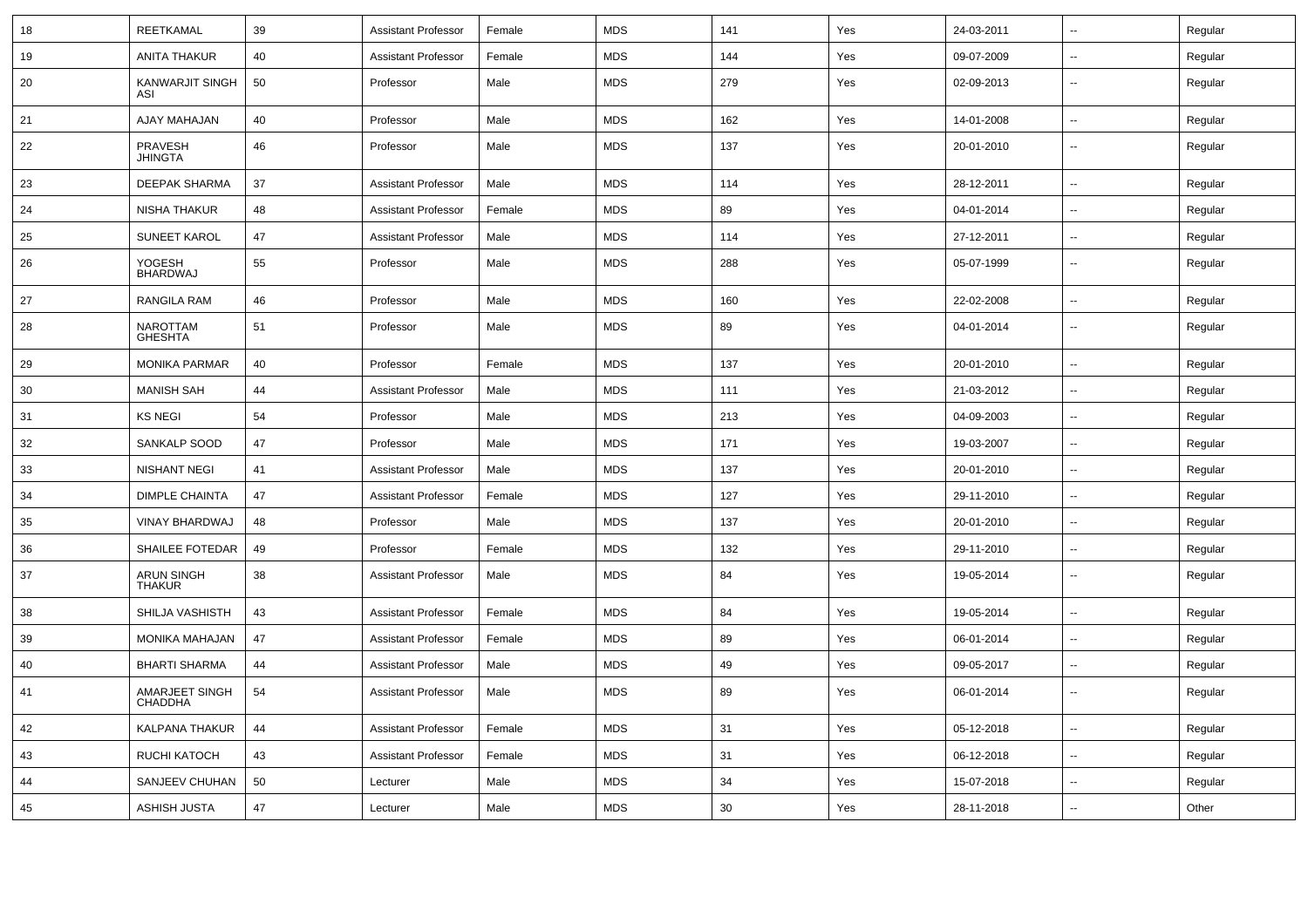| | | | | | | | | | | |
|---|---|---|---|---|---|---|---|---|---|---|
| 18 | REETKAMAL | 39 | Assistant Professor | Female | MDS | 141 | Yes | 24-03-2011 | -- | Regular |
| 19 | ANITA THAKUR | 40 | Assistant Professor | Female | MDS | 144 | Yes | 09-07-2009 | -- | Regular |
| 20 | KANWARJIT SINGH ASI | 50 | Professor | Male | MDS | 279 | Yes | 02-09-2013 | -- | Regular |
| 21 | AJAY MAHAJAN | 40 | Professor | Male | MDS | 162 | Yes | 14-01-2008 | -- | Regular |
| 22 | PRAVESH JHINGTA | 46 | Professor | Male | MDS | 137 | Yes | 20-01-2010 | -- | Regular |
| 23 | DEEPAK SHARMA | 37 | Assistant Professor | Male | MDS | 114 | Yes | 28-12-2011 | -- | Regular |
| 24 | NISHA THAKUR | 48 | Assistant Professor | Female | MDS | 89 | Yes | 04-01-2014 | -- | Regular |
| 25 | SUNEET KAROL | 47 | Assistant Professor | Male | MDS | 114 | Yes | 27-12-2011 | -- | Regular |
| 26 | YOGESH BHARDWAJ | 55 | Professor | Male | MDS | 288 | Yes | 05-07-1999 | -- | Regular |
| 27 | RANGILA RAM | 46 | Professor | Male | MDS | 160 | Yes | 22-02-2008 | -- | Regular |
| 28 | NAROTTAM GHESHTA | 51 | Professor | Male | MDS | 89 | Yes | 04-01-2014 | -- | Regular |
| 29 | MONIKA PARMAR | 40 | Professor | Female | MDS | 137 | Yes | 20-01-2010 | -- | Regular |
| 30 | MANISH SAH | 44 | Assistant Professor | Male | MDS | 111 | Yes | 21-03-2012 | -- | Regular |
| 31 | KS NEGI | 54 | Professor | Male | MDS | 213 | Yes | 04-09-2003 | -- | Regular |
| 32 | SANKALP SOOD | 47 | Professor | Male | MDS | 171 | Yes | 19-03-2007 | -- | Regular |
| 33 | NISHANT NEGI | 41 | Assistant Professor | Male | MDS | 137 | Yes | 20-01-2010 | -- | Regular |
| 34 | DIMPLE CHAINTA | 47 | Assistant Professor | Female | MDS | 127 | Yes | 29-11-2010 | -- | Regular |
| 35 | VINAY BHARDWAJ | 48 | Professor | Male | MDS | 137 | Yes | 20-01-2010 | -- | Regular |
| 36 | SHAILEE FOTEDAR | 49 | Professor | Female | MDS | 132 | Yes | 29-11-2010 | -- | Regular |
| 37 | ARUN SINGH THAKUR | 38 | Assistant Professor | Male | MDS | 84 | Yes | 19-05-2014 | -- | Regular |
| 38 | SHILJA VASHISTH | 43 | Assistant Professor | Female | MDS | 84 | Yes | 19-05-2014 | -- | Regular |
| 39 | MONIKA MAHAJAN | 47 | Assistant Professor | Female | MDS | 89 | Yes | 06-01-2014 | -- | Regular |
| 40 | BHARTI SHARMA | 44 | Assistant Professor | Male | MDS | 49 | Yes | 09-05-2017 | -- | Regular |
| 41 | AMARJEET SINGH CHADDHA | 54 | Assistant Professor | Male | MDS | 89 | Yes | 06-01-2014 | -- | Regular |
| 42 | KALPANA THAKUR | 44 | Assistant Professor | Female | MDS | 31 | Yes | 05-12-2018 | -- | Regular |
| 43 | RUCHI KATOCH | 43 | Assistant Professor | Female | MDS | 31 | Yes | 06-12-2018 | -- | Regular |
| 44 | SANJEEV CHUHAN | 50 | Lecturer | Male | MDS | 34 | Yes | 15-07-2018 | -- | Regular |
| 45 | ASHISH JUSTA | 47 | Lecturer | Male | MDS | 30 | Yes | 28-11-2018 | -- | Other |